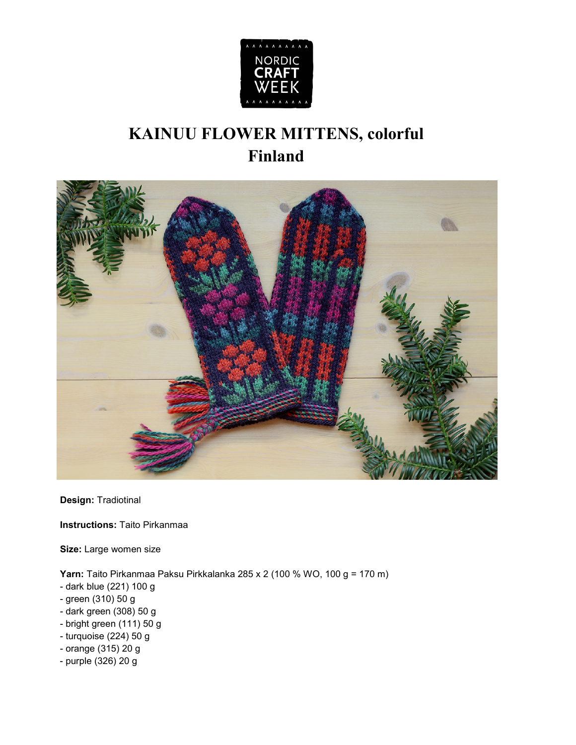# KAINUU FLOWER MITTENS, colorful
# Finland

**Design:** Tradiotinal

**Instructions:** Taito Pirkanmaa

**Size:** Large women size

**Yarn:** Taito Pirkanmaa Paksu Pirkkalanka 285 x 2 (100 % WO, 100 g = 170 m)
- dark blue (221) 100 g
- green (310) 50 g
- dark green (308) 50 g
- bright green (111) 50 g
- turquoise (224) 50 g
- orange (315) 20 g
- purple (326) 20 g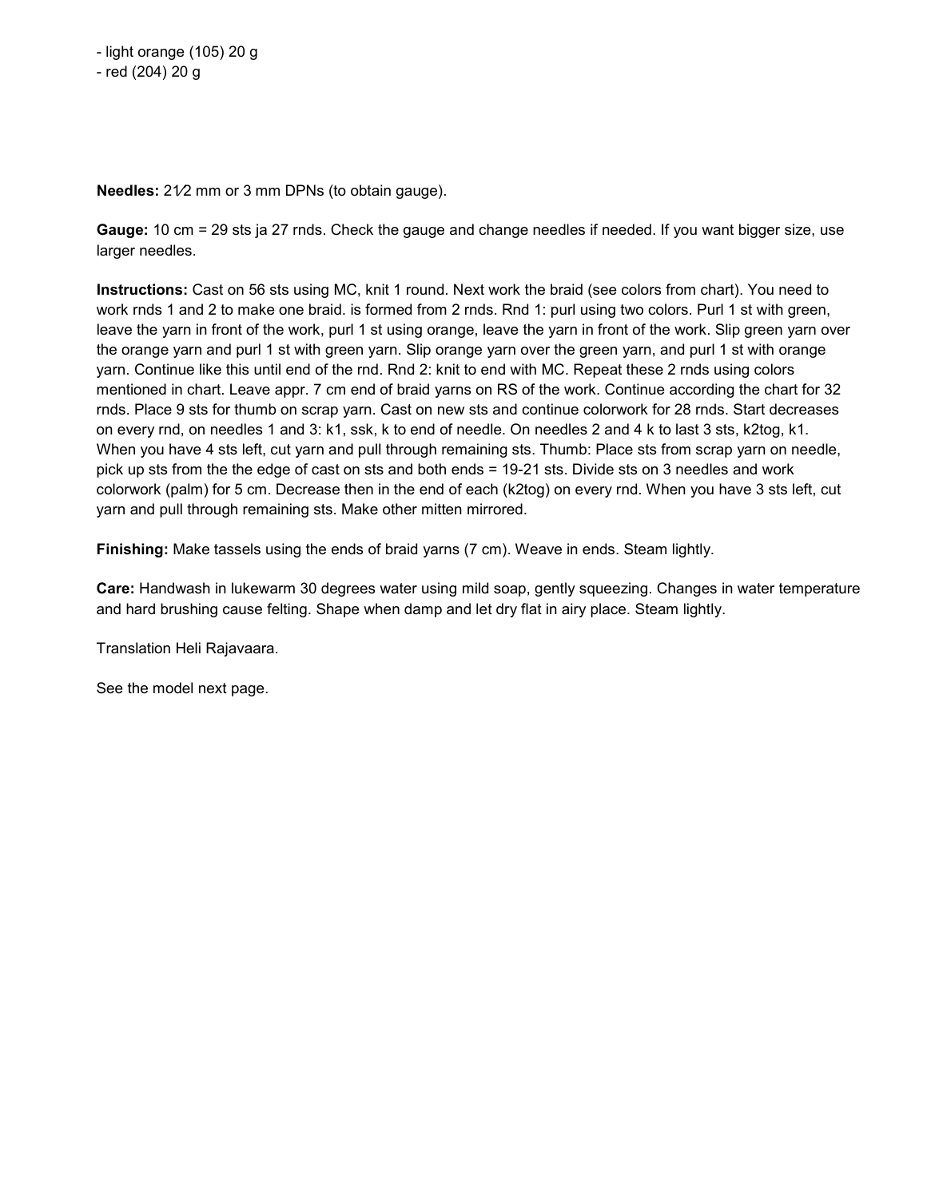- light orange (105) 20 g
- red (204) 20 g

**Needles:** 2½ mm or 3 mm DPNs (to obtain gauge).

**Gauge:** 10 cm = 29 sts ja 27 rnds. Check the gauge and change needles if needed. If you want bigger size, use larger needles.

**Instructions:** Cast on 56 sts using MC, knit 1 round. Next work the braid (see colors from chart). You need to work rnds 1 and 2 to make one braid. is formed from 2 rnds. Rnd 1: purl using two colors. Purl 1 st with green, leave the yarn in front of the work, purl 1 st using orange, leave the yarn in front of the work. Slip green yarn over the orange yarn and purl 1 st with green yarn. Slip orange yarn over the green yarn, and purl 1 st with orange yarn. Continue like this until end of the rnd. Rnd 2: knit to end with MC. Repeat these 2 rnds using colors mentioned in chart. Leave appr. 7 cm end of braid yarns on RS of the work. Continue according the chart for 32 rnds. Place 9 sts for thumb on scrap yarn. Cast on new sts and continue colorwork for 28 rnds. Start decreases on every rnd, on needles 1 and 3: k1, ssk, k to end of needle. On needles 2 and 4 k to last 3 sts, k2tog, k1. When you have 4 sts left, cut yarn and pull through remaining sts. Thumb: Place sts from scrap yarn on needle, pick up sts from the the edge of cast on sts and both ends = 19-21 sts. Divide sts on 3 needles and work colorwork (palm) for 5 cm. Decrease then in the end of each (k2tog) on every rnd. When you have 3 sts left, cut yarn and pull through remaining sts. Make other mitten mirrored.

**Finishing:** Make tassels using the ends of braid yarns (7 cm). Weave in ends. Steam lightly.

**Care:** Handwash in lukewarm 30 degrees water using mild soap, gently squeezing. Changes in water temperature and hard brushing cause felting. Shape when damp and let dry flat in airy place. Steam lightly.

Translation Heli Rajavaara.

See the model next page.